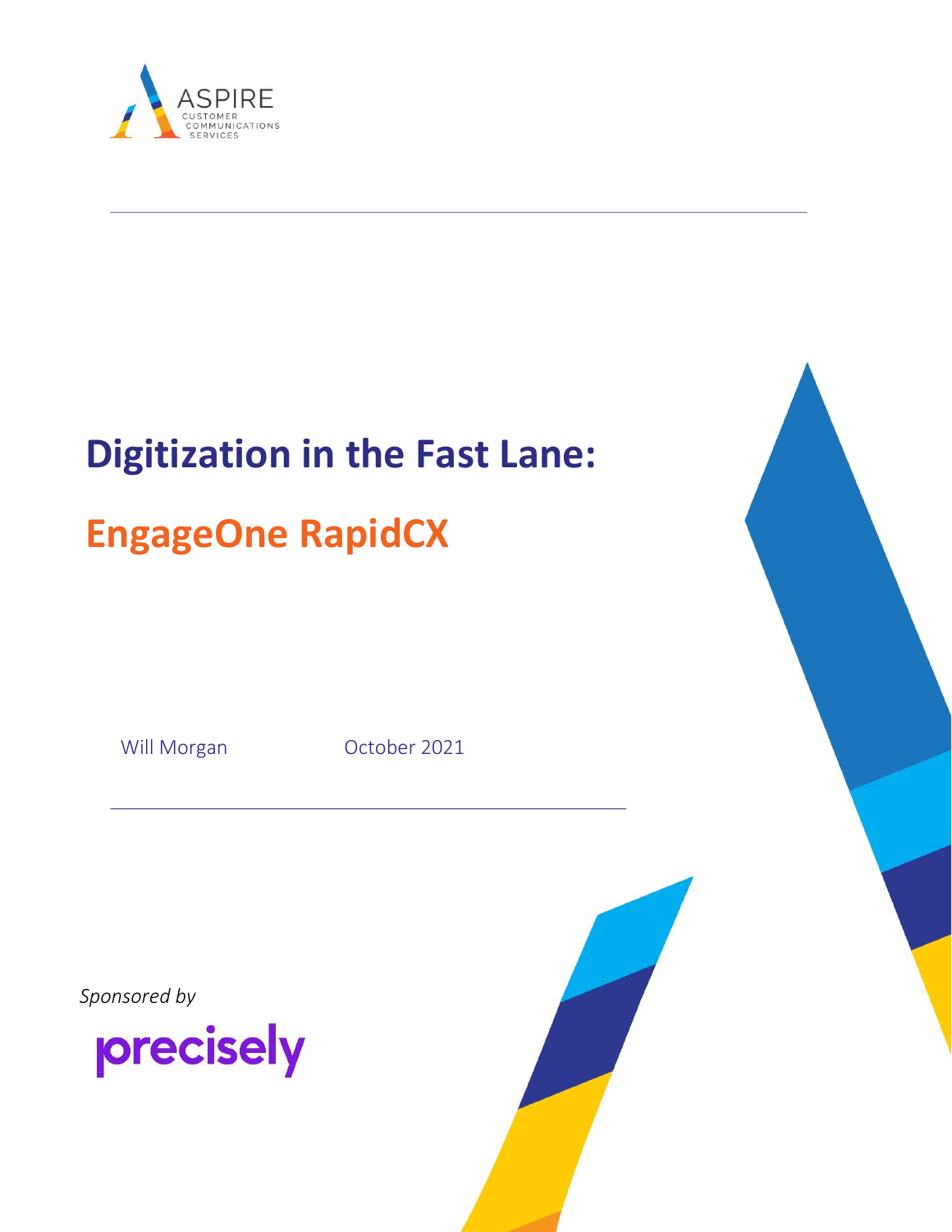ASPIRE
CUSTOMER
COMMUNICATIONS
SERVICES

# Digitization in the Fast Lane:

# EngageOne RapidCX

Will Morgan October 2021

*Sponsored by*

precisely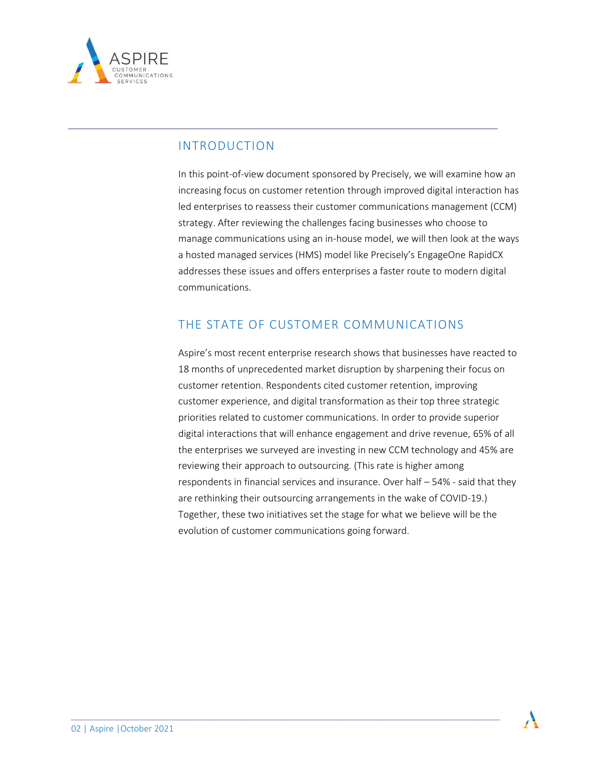## INTRODUCTION

In this point-of-view document sponsored by Precisely, we will examine how an increasing focus on customer retention through improved digital interaction has led enterprises to reassess their customer communications management (CCM) strategy. After reviewing the challenges facing businesses who choose to manage communications using an in-house model, we will then look at the ways a hosted managed services (HMS) model like Precisely's EngageOne RapidCX addresses these issues and offers enterprises a faster route to modern digital communications.

## THE STATE OF CUSTOMER COMMUNICATIONS

Aspire's most recent enterprise research shows that businesses have reacted to 18 months of unprecedented market disruption by sharpening their focus on customer retention. Respondents cited customer retention, improving customer experience, and digital transformation as their top three strategic priorities related to customer communications. In order to provide superior digital interactions that will enhance engagement and drive revenue, 65% of all the enterprises we surveyed are investing in new CCM technology and 45% are reviewing their approach to outsourcing. (This rate is higher among respondents in financial services and insurance. Over half – 54% - said that they are rethinking their outsourcing arrangements in the wake of COVID-19.) Together, these two initiatives set the stage for what we believe will be the evolution of customer communications going forward.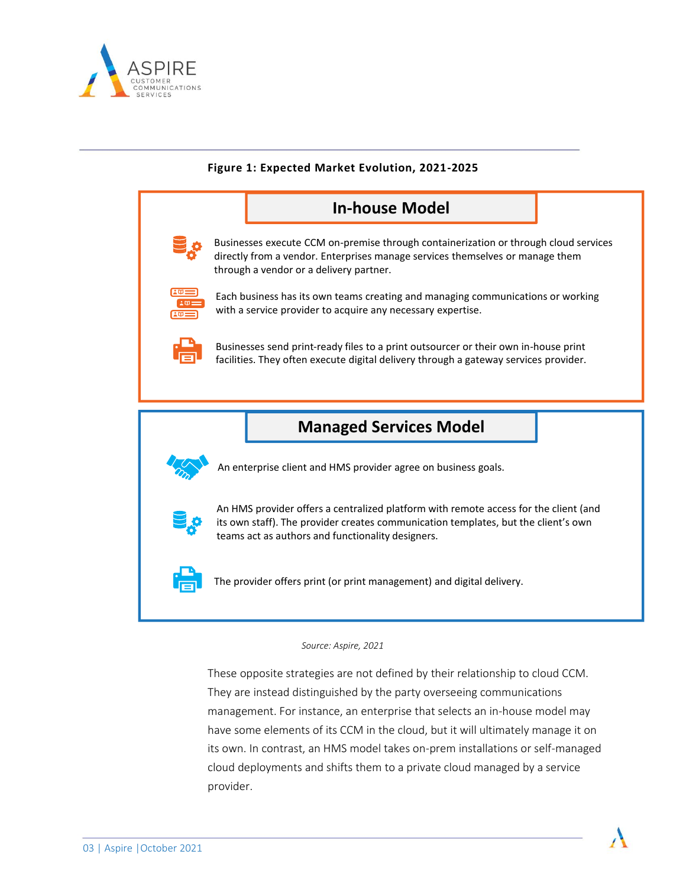**Figure 1: Expected Market Evolution, 2021-2025**

## In-house Model

Businesses execute CCM on-premise through containerization or through cloud services directly from a vendor. Enterprises manage services themselves or manage them through a vendor or a delivery partner.

Each business has its own teams creating and managing communications or working with a service provider to acquire any necessary expertise.

Businesses send print-ready files to a print outsourcer or their own in-house print facilities. They often execute digital delivery through a gateway services provider.

## Managed Services Model

An enterprise client and HMS provider agree on business goals.

An HMS provider offers a centralized platform with remote access for the client (and its own staff). The provider creates communication templates, but the client's own teams act as authors and functionality designers.

The provider offers print (or print management) and digital delivery.

*Source: Aspire, 2021*

These opposite strategies are not defined by their relationship to cloud CCM. They are instead distinguished by the party overseeing communications management. For instance, an enterprise that selects an in-house model may have some elements of its CCM in the cloud, but it will ultimately manage it on its own. In contrast, an HMS model takes on-prem installations or self-managed cloud deployments and shifts them to a private cloud managed by a service provider.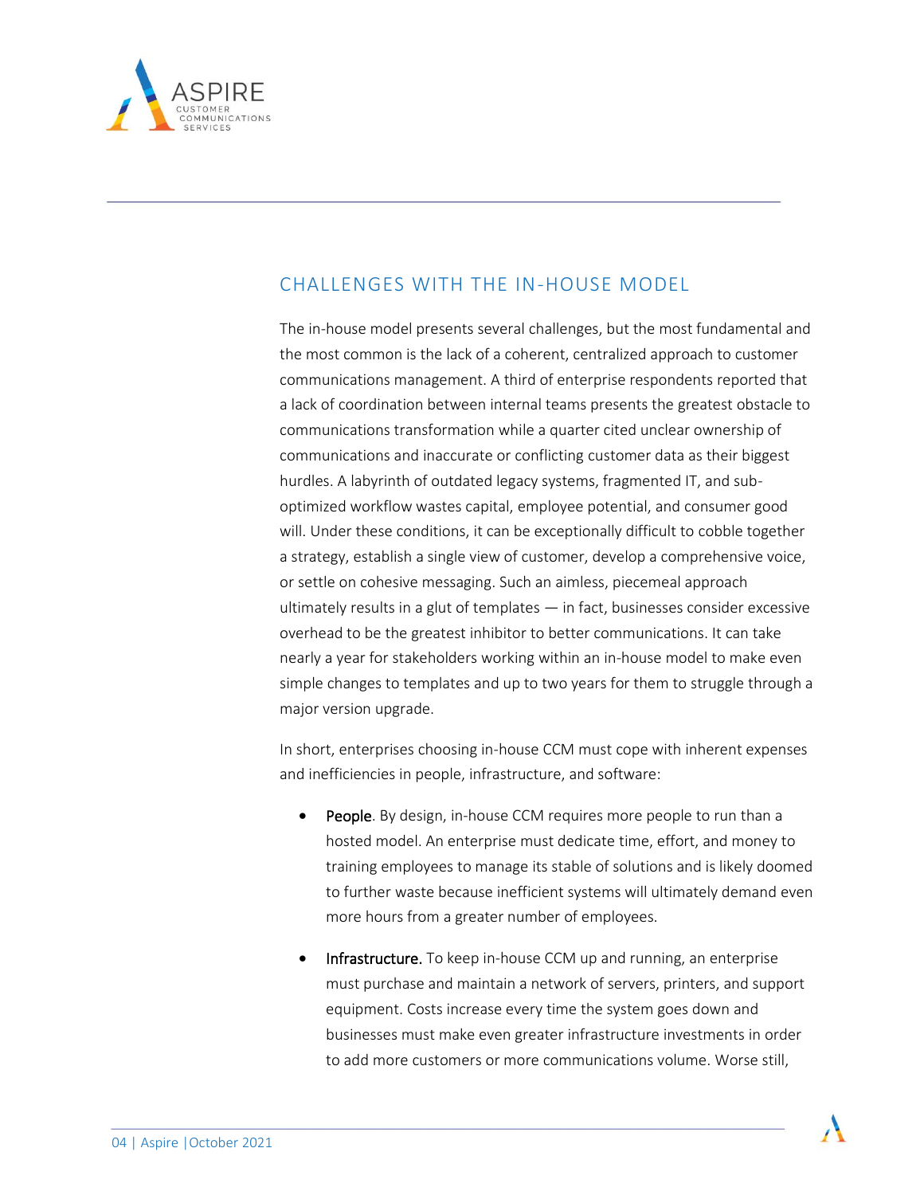## CHALLENGES WITH THE IN-HOUSE MODEL

The in-house model presents several challenges, but the most fundamental and the most common is the lack of a coherent, centralized approach to customer communications management. A third of enterprise respondents reported that a lack of coordination between internal teams presents the greatest obstacle to communications transformation while a quarter cited unclear ownership of communications and inaccurate or conflicting customer data as their biggest hurdles. A labyrinth of outdated legacy systems, fragmented IT, and sub-optimized workflow wastes capital, employee potential, and consumer good will. Under these conditions, it can be exceptionally difficult to cobble together a strategy, establish a single view of customer, develop a comprehensive voice, or settle on cohesive messaging. Such an aimless, piecemeal approach ultimately results in a glut of templates — in fact, businesses consider excessive overhead to be the greatest inhibitor to better communications. It can take nearly a year for stakeholders working within an in-house model to make even simple changes to templates and up to two years for them to struggle through a major version upgrade.

In short, enterprises choosing in-house CCM must cope with inherent expenses and inefficiencies in people, infrastructure, and software:

- People. By design, in-house CCM requires more people to run than a hosted model. An enterprise must dedicate time, effort, and money to training employees to manage its stable of solutions and is likely doomed to further waste because inefficient systems will ultimately demand even more hours from a greater number of employees.
- Infrastructure. To keep in-house CCM up and running, an enterprise must purchase and maintain a network of servers, printers, and support equipment. Costs increase every time the system goes down and businesses must make even greater infrastructure investments in order to add more customers or more communications volume. Worse still,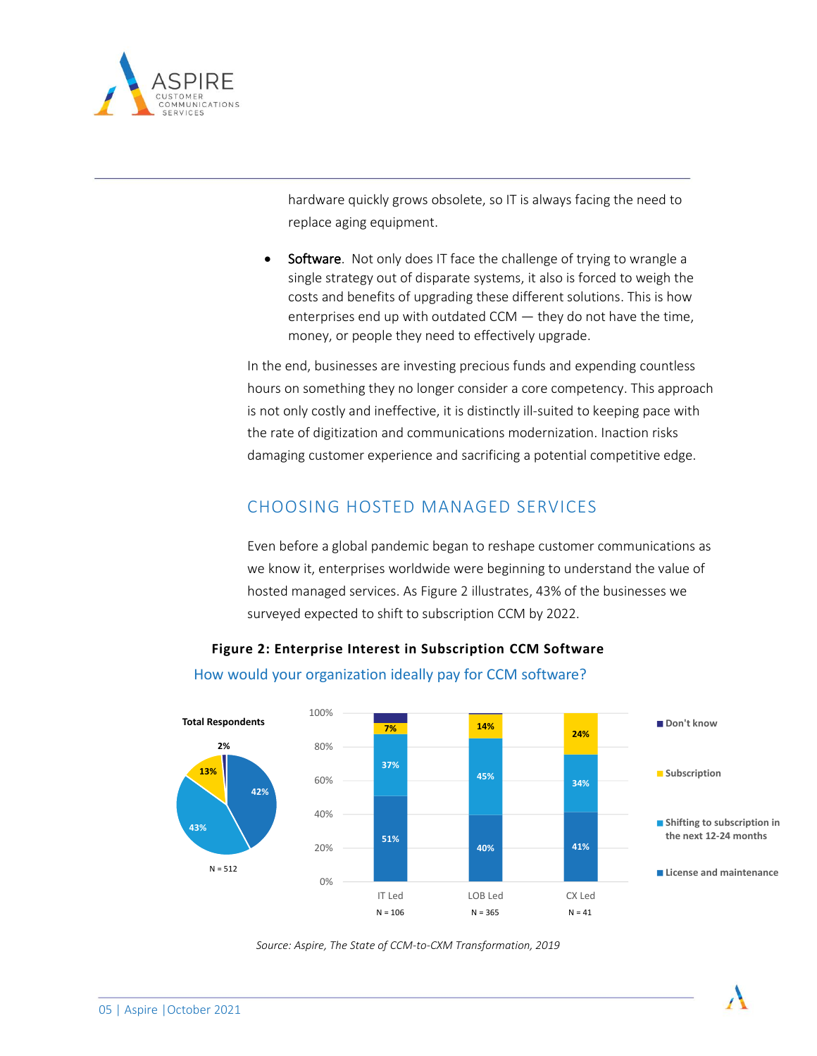hardware quickly grows obsolete, so IT is always facing the need to replace aging equipment.

- Software. Not only does IT face the challenge of trying to wrangle a single strategy out of disparate systems, it also is forced to weigh the costs and benefits of upgrading these different solutions. This is how enterprises end up with outdated CCM — they do not have the time, money, or people they need to effectively upgrade.

In the end, businesses are investing precious funds and expending countless hours on something they no longer consider a core competency. This approach is not only costly and ineffective, it is distinctly ill-suited to keeping pace with the rate of digitization and communications modernization. Inaction risks damaging customer experience and sacrificing a potential competitive edge.

## CHOOSING HOSTED MANAGED SERVICES

Even before a global pandemic began to reshape customer communications as we know it, enterprises worldwide were beginning to understand the value of hosted managed services. As Figure 2 illustrates, 43% of the businesses we surveyed expected to shift to subscription CCM by 2022.

**Figure 2: Enterprise Interest in Subscription CCM Software**

How would your organization ideally pay for CCM software?

Total Respondents

2%
13%
42%
43%
N = 512

100%
80%
60%
40%
20%
0%

7%
37%
51%
IT Led
N = 106

14%
45%
40%
LOB Led
N = 365

24%
34%
41%
CX Led
N = 41

Don't know
Subscription
Shifting to subscription in the next 12-24 months
License and maintenance

*Source: Aspire, The State of CCM-to-CXM Transformation, 2019*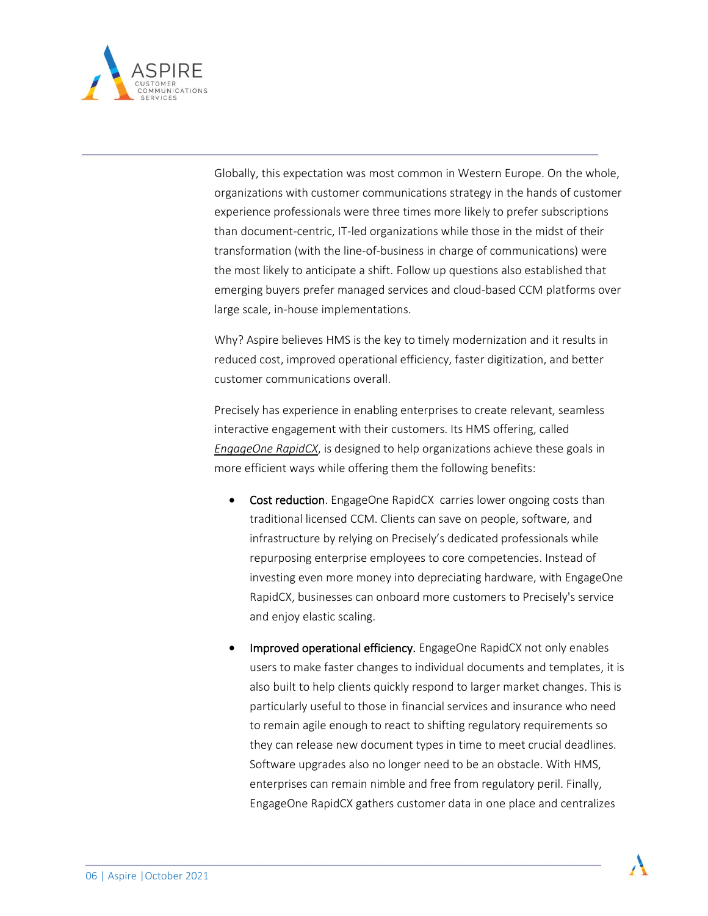Globally, this expectation was most common in Western Europe. On the whole, organizations with customer communications strategy in the hands of customer experience professionals were three times more likely to prefer subscriptions than document-centric, IT-led organizations while those in the midst of their transformation (with the line-of-business in charge of communications) were the most likely to anticipate a shift. Follow up questions also established that emerging buyers prefer managed services and cloud-based CCM platforms over large scale, in-house implementations.

Why? Aspire believes HMS is the key to timely modernization and it results in reduced cost, improved operational efficiency, faster digitization, and better customer communications overall.

Precisely has experience in enabling enterprises to create relevant, seamless interactive engagement with their customers. Its HMS offering, called *EngageOne RapidCX*, is designed to help organizations achieve these goals in more efficient ways while offering them the following benefits:

- **Cost reduction**. EngageOne RapidCX carries lower ongoing costs than traditional licensed CCM. Clients can save on people, software, and infrastructure by relying on Precisely's dedicated professionals while repurposing enterprise employees to core competencies. Instead of investing even more money into depreciating hardware, with EngageOne RapidCX, businesses can onboard more customers to Precisely's service and enjoy elastic scaling.
- **Improved operational efficiency.** EngageOne RapidCX not only enables users to make faster changes to individual documents and templates, it is also built to help clients quickly respond to larger market changes. This is particularly useful to those in financial services and insurance who need to remain agile enough to react to shifting regulatory requirements so they can release new document types in time to meet crucial deadlines. Software upgrades also no longer need to be an obstacle. With HMS, enterprises can remain nimble and free from regulatory peril. Finally, EngageOne RapidCX gathers customer data in one place and centralizes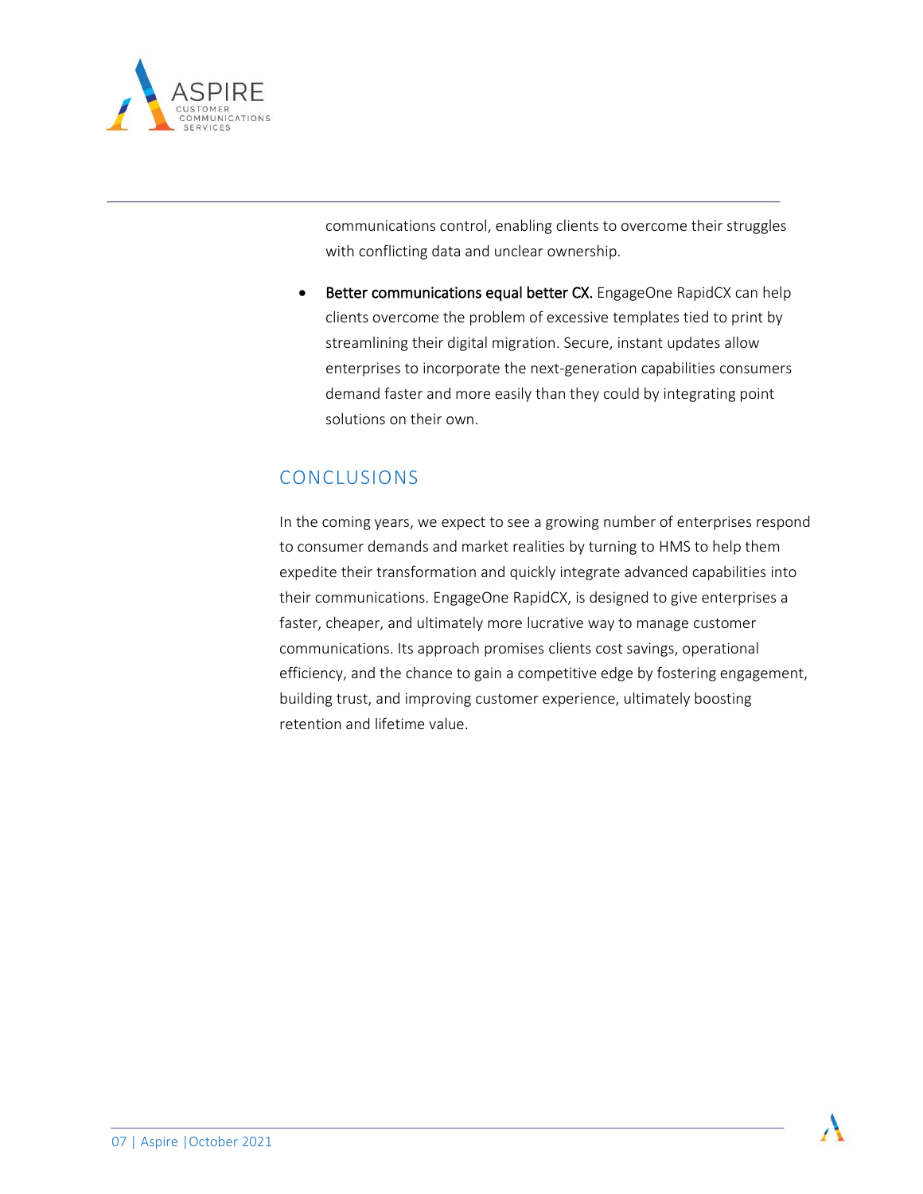communications control, enabling clients to overcome their struggles with conflicting data and unclear ownership.

- **Better communications equal better CX.** EngageOne RapidCX can help clients overcome the problem of excessive templates tied to print by streamlining their digital migration. Secure, instant updates allow enterprises to incorporate the next-generation capabilities consumers demand faster and more easily than they could by integrating point solutions on their own.

## CONCLUSIONS

In the coming years, we expect to see a growing number of enterprises respond to consumer demands and market realities by turning to HMS to help them expedite their transformation and quickly integrate advanced capabilities into their communications. EngageOne RapidCX, is designed to give enterprises a faster, cheaper, and ultimately more lucrative way to manage customer communications. Its approach promises clients cost savings, operational efficiency, and the chance to gain a competitive edge by fostering engagement, building trust, and improving customer experience, ultimately boosting retention and lifetime value.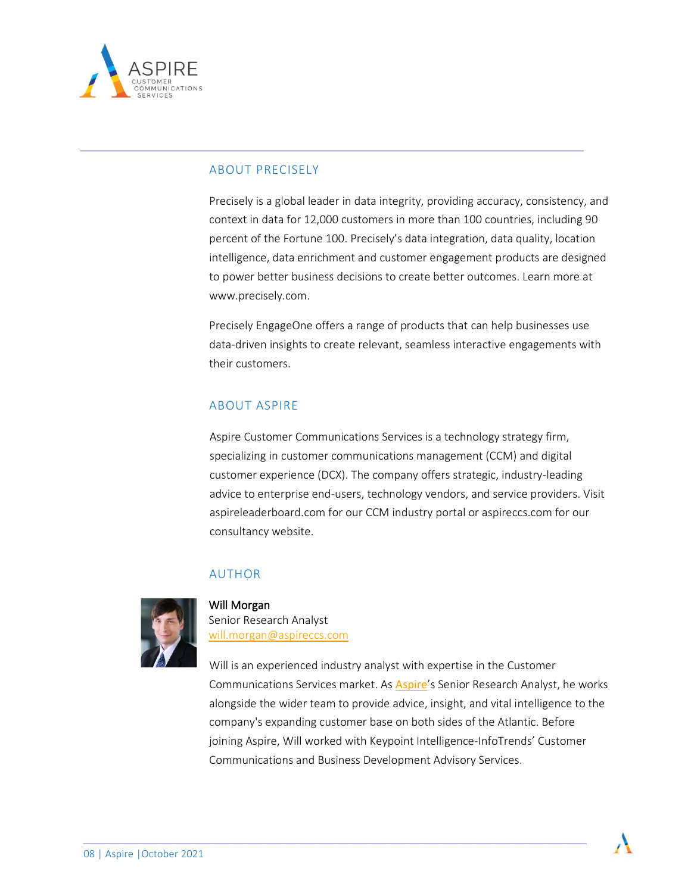## ABOUT PRECISELY

Precisely is a global leader in data integrity, providing accuracy, consistency, and context in data for 12,000 customers in more than 100 countries, including 90 percent of the Fortune 100. Precisely's data integration, data quality, location intelligence, data enrichment and customer engagement products are designed to power better business decisions to create better outcomes. Learn more at www.precisely.com.

Precisely EngageOne offers a range of products that can help businesses use data-driven insights to create relevant, seamless interactive engagements with their customers.

## ABOUT ASPIRE

Aspire Customer Communications Services is a technology strategy firm, specializing in customer communications management (CCM) and digital customer experience (DCX). The company offers strategic, industry-leading advice to enterprise end-users, technology vendors, and service providers. Visit aspireleaderboard.com for our CCM industry portal or aspireccs.com for our consultancy website.

## AUTHOR

**Will Morgan**
Senior Research Analyst
will.morgan@aspireccs.com

Will is an experienced industry analyst with expertise in the Customer Communications Services market. As Aspire's Senior Research Analyst, he works alongside the wider team to provide advice, insight, and vital intelligence to the company's expanding customer base on both sides of the Atlantic. Before joining Aspire, Will worked with Keypoint Intelligence-InfoTrends' Customer Communications and Business Development Advisory Services.